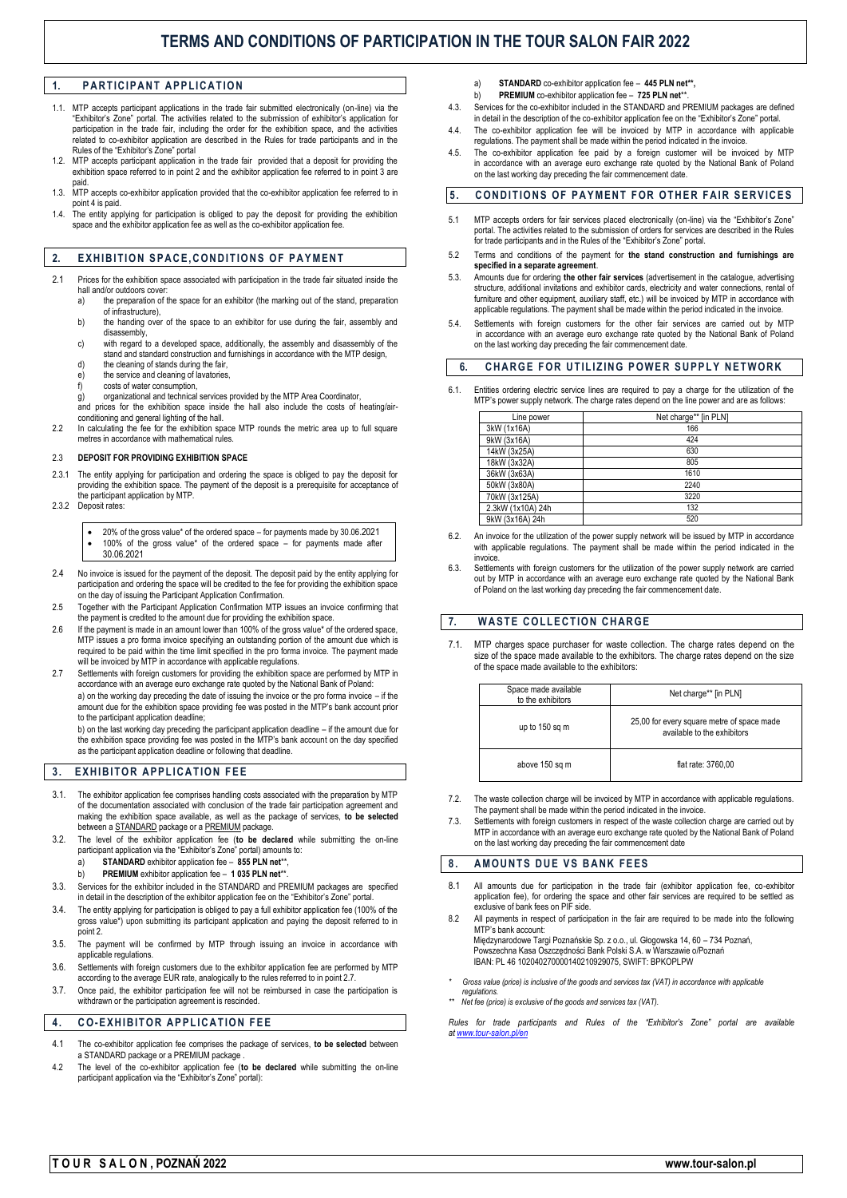# TERMS AND CONDITIONS OF PARTICIPATION IN THE TOUR SALON FAIR 2022

## 1. PARTICIPANT APPLICATION

1.1. MTP accepts participant applications in the trade fair submitted electronically (on-line) via the "Exhibitor's Zone" portal. The activities related to the submission of exhibitor's application for participation in the trade fair, including the order for the exhibition space, and the activities related to co-exhibitor application are described in the Rules for trade participants and in the Rules of the "Exhibitor's Zone" portal

1.2. MTP accepts participant application in the trade fair provided that a deposit for providing the exhibition space referred to in point 2 and the exhibitor application fee referred to in point 3 are paid.

1.3. MTP accepts co-exhibitor application provided that the co-exhibitor application fee referred to in point 4 is paid.

1.4. The entity applying for participation is obliged to pay the deposit for providing the exhibition space and the exhibitor application fee as well as the co-exhibitor application fee.

## 2. EXHIBITION SPACE, CONDITIONS OF PAYMENT

2.1 Prices for the exhibition space associated with participation in the trade fair situated inside the hall and/or outdoors cover:

a) the preparation of the space for an exhibitor (the marking out of the stand, preparation of infrastructure),

b) the handing over of the space to an exhibitor for use during the fair, assembly and disassembly,

c) with regard to a developed space, additionally, the assembly and disassembly of the stand and standard construction and furnishings in accordance with the MTP design,

d) the cleaning of stands during the fair,

e) the service and cleaning of lavatories,

f) costs of water consumption,

g) organizational and technical services provided by the MTP Area Coordinator,

and prices for the exhibition space inside the hall also include the costs of heating/air-conditioning and general lighting of the hall.

2.2 In calculating the fee for the exhibition space MTP rounds the metric area up to full square metres in accordance with mathematical rules.

2.3 **DEPOSIT FOR PROVIDING EXHIBITION SPACE**

2.3.1 The entity applying for participation and ordering the space is obliged to pay the deposit for providing the exhibition space. The payment of the deposit is a prerequisite for acceptance of the participant application by MTP.

2.3.2 Deposit rates:

- 20% of the gross value* of the ordered space – for payments made by 30.06.2021
- 100% of the gross value* of the ordered space – for payments made after 30.06.2021

2.4 No invoice is issued for the payment of the deposit. The deposit paid by the entity applying for participation and ordering the space will be credited to the fee for providing the exhibition space on the day of issuing the Participant Application Confirmation.

2.5 Together with the Participant Application Confirmation MTP issues an invoice confirming that the payment is credited to the amount due for providing the exhibition space.

2.6 If the payment is made in an amount lower than 100% of the gross value* of the ordered space, MTP issues a pro forma invoice specifying an outstanding portion of the amount due which is required to be paid within the time limit specified in the pro forma invoice. The payment made will be invoiced by MTP in accordance with applicable regulations.

2.7 Settlements with foreign customers for providing the exhibition space are performed by MTP in accordance with an average euro exchange rate quoted by the National Bank of Poland:

a) on the working day preceding the date of issuing the invoice or the pro forma invoice – if the amount due for the exhibition space providing fee was posted in the MTP's bank account prior to the participant application deadline;

b) on the last working day preceding the participant application deadline – if the amount due for the exhibition space providing fee was posted in the MTP's bank account on the day specified as the participant application deadline or following that deadline.

## 3. EXHIBITOR APPLICATION FEE

3.1. The exhibitor application fee comprises handling costs associated with the preparation by MTP of the documentation associated with conclusion of the trade fair participation agreement and making the exhibition space available, as well as the package of services, **to be selected** between a STANDARD package or a PREMIUM package.

3.2. The level of the exhibitor application fee (**to be declared** while submitting the on-line participant application via the "Exhibitor's Zone" portal) amounts to:

a) **STANDARD** exhibitor application fee – **855 PLN net****,

b) **PREMIUM** exhibitor application fee – **1 035 PLN net****.

3.3. Services for the exhibitor included in the STANDARD and PREMIUM packages are specified in detail in the description of the exhibitor application fee on the "Exhibitor's Zone" portal.

3.4. The entity applying for participation is obliged to pay a full exhibitor application fee (100% of the gross value*) upon submitting its participant application and paying the deposit referred to in point 2.

3.5. The payment will be confirmed by MTP through issuing an invoice in accordance with applicable regulations.

3.6. Settlements with foreign customers due to the exhibitor application fee are performed by MTP according to the average EUR rate, analogically to the rules referred to in point 2.7.

3.7. Once paid, the exhibitor participation fee will not be reimbursed in case the participation is withdrawn or the participation agreement is rescinded.

## 4. CO-EXHIBITOR APPLICATION FEE

4.1 The co-exhibitor application fee comprises the package of services, **to be selected** between a STANDARD package or a PREMIUM package .

4.2 The level of the co-exhibitor application fee (**to be declared** while submitting the on-line participant application via the "Exhibitor's Zone" portal):

a) **STANDARD** co-exhibitor application fee – **445 PLN net****,

b) **PREMIUM** co-exhibitor application fee – **725 PLN net****.

4.3. Services for the co-exhibitor included in the STANDARD and PREMIUM packages are defined in detail in the description of the co-exhibitor application fee on the "Exhibitor's Zone" portal.

4.4. The co-exhibitor application fee will be invoiced by MTP in accordance with applicable regulations. The payment shall be made within the period indicated in the invoice.

4.5. The co-exhibitor application fee paid by a foreign customer will be invoiced by MTP in accordance with an average euro exchange rate quoted by the National Bank of Poland on the last working day preceding the fair commencement date.

## 5. CONDITIONS OF PAYMENT FOR OTHER FAIR SERVICES

5.1 MTP accepts orders for fair services placed electronically (on-line) via the "Exhibitor's Zone" portal. The activities related to the submission of orders for services are described in the Rules for trade participants and in the Rules of the "Exhibitor's Zone" portal.

5.2 Terms and conditions of the payment for **the stand construction and furnishings are specified in a separate agreement**.

5.3. Amounts due for ordering **the other fair services** (advertisement in the catalogue, advertising structure, additional invitations and exhibitor cards, electricity and water connections, rental of furniture and other equipment, auxiliary staff, etc.) will be invoiced by MTP in accordance with applicable regulations. The payment shall be made within the period indicated in the invoice.

5.4. Settlements with foreign customers for the other fair services are carried out by MTP in accordance with an average euro exchange rate quoted by the National Bank of Poland on the last working day preceding the fair commencement date.

## 6. CHARGE FOR UTILIZING POWER SUPPLY NETWORK

6.1. Entities ordering electric service lines are required to pay a charge for the utilization of the MTP's power supply network. The charge rates depend on the line power and are as follows:

| Line power | Net charge** [in PLN] |
|---|---|
| 3kW (1x16A) | 166 |
| 9kW (3x16A) | 424 |
| 14kW (3x25A) | 630 |
| 18kW (3x32A) | 805 |
| 36kW (3x63A) | 1610 |
| 50kW (3x80A) | 2240 |
| 70kW (3x125A) | 3220 |
| 2.3kW (1x10A) 24h | 132 |
| 9kW (3x16A) 24h | 520 |

6.2. An invoice for the utilization of the power supply network will be issued by MTP in accordance with applicable regulations. The payment shall be made within the period indicated in the invoice.

6.3. Settlements with foreign customers for the utilization of the power supply network are carried out by MTP in accordance with an average euro exchange rate quoted by the National Bank of Poland on the last working day preceding the fair commencement date.

## 7. WASTE COLLECTION CHARGE

7.1. MTP charges space purchaser for waste collection. The charge rates depend on the size of the space made available to the exhibitors. The charge rates depend on the size of the space made available to the exhibitors:

| Space made available to the exhibitors | Net charge** [in PLN] |
|---|---|
| up to 150 sq m | 25,00 for every square metre of space made available to the exhibitors |
| above 150 sq m | flat rate: 3760,00 |

7.2. The waste collection charge will be invoiced by MTP in accordance with applicable regulations. The payment shall be made within the period indicated in the invoice.

7.3. Settlements with foreign customers in respect of the waste collection charge are carried out by MTP in accordance with an average euro exchange rate quoted by the National Bank of Poland on the last working day preceding the fair commencement date

## 8. AMOUNTS DUE VS BANK FEES

8.1 All amounts due for participation in the trade fair (exhibitor application fee, co-exhibitor application fee), for ordering the space and other fair services are required to be settled as exclusive of bank fees on PIF side.

8.2 All payments in respect of participation in the fair are required to be made into the following MTP's bank account:
Międzynarodowe Targi Poznańskie Sp. z o.o., ul. Głogowska 14, 60 – 734 Poznań,
Powszechna Kasa Oszczędności Bank Polski S.A. w Warszawie o/Poznań
IBAN: PL 46 10204027000014021092 9075, SWIFT: BPKOPLPW

\* *Gross value (price) is inclusive of the goods and services tax (VAT) in accordance with applicable regulations.*

\*\* *Net fee (price) is exclusive of the goods and services tax (VAT).*

*Rules for trade participants and Rules of the "Exhibitor's Zone" portal are available at www.tour-salon.pl/en*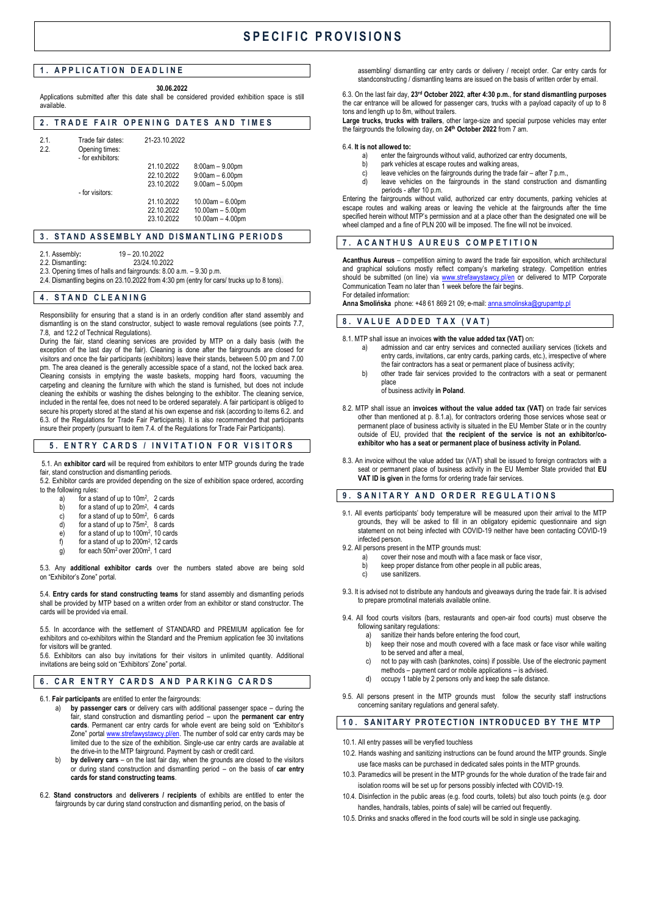# SPECIFIC PROVISIONS

## 1. APPLICATION DEADLINE

**30.06.2022**

Applications submitted after this date shall be considered provided exhibition space is still available.

## 2. TRADE FAIR OPENING DATES AND TIMES

| | | | |
|---|---|---|---|
| 2.1. | Trade fair dates: | 21-23.10.2022 | |
| 2.2. | Opening times: | | |
| | - for exhibitors: | | |
| | | 21.10.2022 | 8:00am – 9.00pm |
| | | 22.10.2022 | 9:00am – 6.00pm |
| | | 23.10.2022 | 9.00am – 5.00pm |
| | - for visitors: | | |
| | | 21.10.2022 | 10.00am – 6.00pm |
| | | 22.10.2022 | 10.00am – 5.00pm |
| | | 23.10.2022 | 10.00am – 4.00pm |

## 3. STAND ASSEMBLY AND DISMANTLING PERIODS

2.1. Assembly**:** 19 – 20.10.2022

2.2. Dismantling**:** 23/24.10.2022

2.3. Opening times of halls and fairgrounds: 8.00 a.m. – 9.30 p.m.

2.4. Dismantling begins on 23.10.2022 from 4:30 pm (entry for cars/ trucks up to 8 tons).

## 4. STAND CLEANING

Responsibility for ensuring that a stand is in an orderly condition after stand assembly and dismantling is on the stand constructor, subject to waste removal regulations (see points 7.7, 7.8, and 12.2 of Technical Regulations).

During the fair, stand cleaning services are provided by MTP on a daily basis (with the exception of the last day of the fair). Cleaning is done after the fairgrounds are closed for visitors and once the fair participants (exhibitors) leave their stands, between 5.00 pm and 7.00 pm. The area cleaned is the generally accessible space of a stand, not the locked back area. Cleaning consists in emptying the waste baskets, mopping hard floors, vacuuming the carpeting and cleaning the furniture with which the stand is furnished, but does not include cleaning the exhibits or washing the dishes belonging to the exhibitor. The cleaning service, included in the rental fee, does not need to be ordered separately. A fair participant is obliged to secure his property stored at the stand at his own expense and risk (according to items 6.2. and 6.3. of the Regulations for Trade Fair Participants). It is also recommended that participants insure their property (pursuant to item 7.4. of the Regulations for Trade Fair Participants).

## 5. ENTRY CARDS / INVITATION FOR VISITORS

5.1. An **exhibitor card** will be required from exhibitors to enter MTP grounds during the trade fair, stand construction and dismantling periods.

5.2. Exhibitor cards are provided depending on the size of exhibition space ordered, according to the following rules:

a) for a stand of up to 10m², 2 cards
b) for a stand of up to 20m², 4 cards
c) for a stand of up to 50m², 6 cards
d) for a stand of up to 75m², 8 cards
e) for a stand of up to 100m², 10 cards
f) for a stand of up to 200m², 12 cards
g) for each 50m² over 200m², 1 card

5.3. Any **additional exhibitor cards** over the numbers stated above are being sold on "Exhibitor's Zone" portal.

5.4. **Entry cards for stand constructing teams** for stand assembly and dismantling periods shall be provided by MTP based on a written order from an exhibitor or stand constructor. The cards will be provided via email.

5.5. In accordance with the settlement of STANDARD and PREMIUM application fee for exhibitors and co-exhibitors within the Standard and the Premium application fee 30 invitations for visitors will be granted.

5.6. Exhibitors can also buy invitations for their visitors in unlimited quantity. Additional invitations are being sold on "Exhibitors' Zone" portal.

## 6. CAR ENTRY CARDS AND PARKING CARDS

6.1. **Fair participants** are entitled to enter the fairgrounds:

a) **by passenger cars** or delivery cars with additional passenger space – during the fair, stand construction and dismantling period – upon the **permanent car entry cards**. Permanent car entry cards for whole event are being sold on "Exhibitor's Zone" portal www.strefawystawcy.pl/en. The number of sold car entry cards may be limited due to the size of the exhibition. Single-use car entry cards are available at the drive-in to the MTP fairground. Payment by cash or credit card.

b) **by delivery cars** – on the last fair day, when the grounds are closed to the visitors or during stand construction and dismantling period – on the basis of **car entry cards for stand constructing teams**.

6.2. **Stand constructors** and **deliverers / recipients** of exhibits are entitled to enter the fairgrounds by car during stand construction and dismantling period, on the basis of assembling/ dismantling car entry cards or delivery / receipt order. Car entry cards for standconstructing / dismantling teams are issued on the basis of written order by email.

6.3. On the last fair day, **23rd October 2022**, **after 4:30 p.m.**, **for stand dismantling purposes** the car entrance will be allowed for passenger cars, trucks with a payload capacity of up to 8 tons and length up to 8m, without trailers.

**Large trucks, trucks with trailers**, other large-size and special purpose vehicles may enter the fairgrounds the following day, on **24th October 2022** from 7 am.

6.4. **It is not allowed to:**

a) enter the fairgrounds without valid, authorized car entry documents,
b) park vehicles at escape routes and walking areas,
c) leave vehicles on the fairgrounds during the trade fair – after 7 p.m.,
d) leave vehicles on the fairgrounds in the stand construction and dismantling periods - after 10 p.m.

Entering the fairgrounds without valid, authorized car entry documents, parking vehicles at escape routes and walking areas or leaving the vehicle at the fairgrounds after the time specified herein without MTP's permission and at a place other than the designated one will be wheel clamped and a fine of PLN 200 will be imposed. The fine will not be invoiced.

## 7. ACANTHUS AUREUS COMPETITION

**Acanthus Aureus** – competition aiming to award the trade fair exposition, which architectural and graphical solutions mostly reflect company's marketing strategy. Competition entries should be submitted (on line) via www.strefawystawcy.pl/en or delivered to MTP Corporate Communication Team no later than 1 week before the fair begins.

For detailed information:

**Anna Smolińska** phone: +48 61 869 21 09; e-mail: anna.smolinska@grupamtp.pl

## 8. VALUE ADDED TAX (VAT)

8.1. MTP shall issue an invoices **with the value added tax (VAT)** on:

a) admission and car entry services and connected auxiliary services (tickets and entry cards, invitations, car entry cards, parking cards, etc.), irrespective of where the fair contractors has a seat or permanent place of business activity;
b) other trade fair services provided to the contractors with a seat or permanent place of business activity **in Poland**.

8.2. MTP shall issue an **invoices without the value added tax (VAT)** on trade fair services other than mentioned at p. 8.1.a), for contractors ordering those services whose seat or permanent place of business activity is situated in the EU Member State or in the country outside of EU, provided that **the recipient of the service is not an exhibitor/co-exhibitor who has a seat or permanent place of business activity in Poland.**

8.3. An invoice without the value added tax (VAT) shall be issued to foreign contractors with a seat or permanent place of business activity in the EU Member State provided that **EU VAT ID is given** in the forms for ordering trade fair services.

## 9. SANITARY AND ORDER REGULATIONS

9.1. All events participants' body temperature will be measured upon their arrival to the MTP grounds, they will be asked to fill in an obligatory epidemic questionnaire and sign statement on not being infected with COVID-19 neither have been contacting COVID-19 infected person.

9.2. All persons present in the MTP grounds must:

a) cover their nose and mouth with a face mask or face visor,
b) keep proper distance from other people in all public areas,
c) use sanitizers.

9.3. It is advised not to distribute any handouts and giveaways during the trade fair. It is advised to prepare promotinal materials available online.

9.4. All food courts visitors (bars, restaurants and open-air food courts) must observe the following sanitary regulations:

a) sanitize their hands before entering the food court,
b) keep their nose and mouth covered with a face mask or face visor while waiting to be served and after a meal,
c) not to pay with cash (banknotes, coins) if possible. Use of the electronic payment methods – payment card or mobile applications – is advised.
d) occupy 1 table by 2 persons only and keep the safe distance.

9.5. All persons present in the MTP grounds must follow the security staff instructions concerning sanitary regulations and general safety.

## 10. SANITARY PROTECTION INTRODUCED BY THE MTP

10.1. All entry passes will be veryfied touchless

10.2. Hands washing and sanitizing instructions can be found around the MTP grounds. Single use face masks can be purchased in dedicated sales points in the MTP grounds.

10.3. Paramedics will be present in the MTP grounds for the whole duration of the trade fair and isolation rooms will be set up for persons possibly infected with COVID-19.

10.4. Disinfection in the public areas (e.g. food courts, toilets) but also touch points (e.g. door handles, handrails, tables, points of sale) will be carried out frequently.

10.5. Drinks and snacks offered in the food courts will be sold in single use packaging.